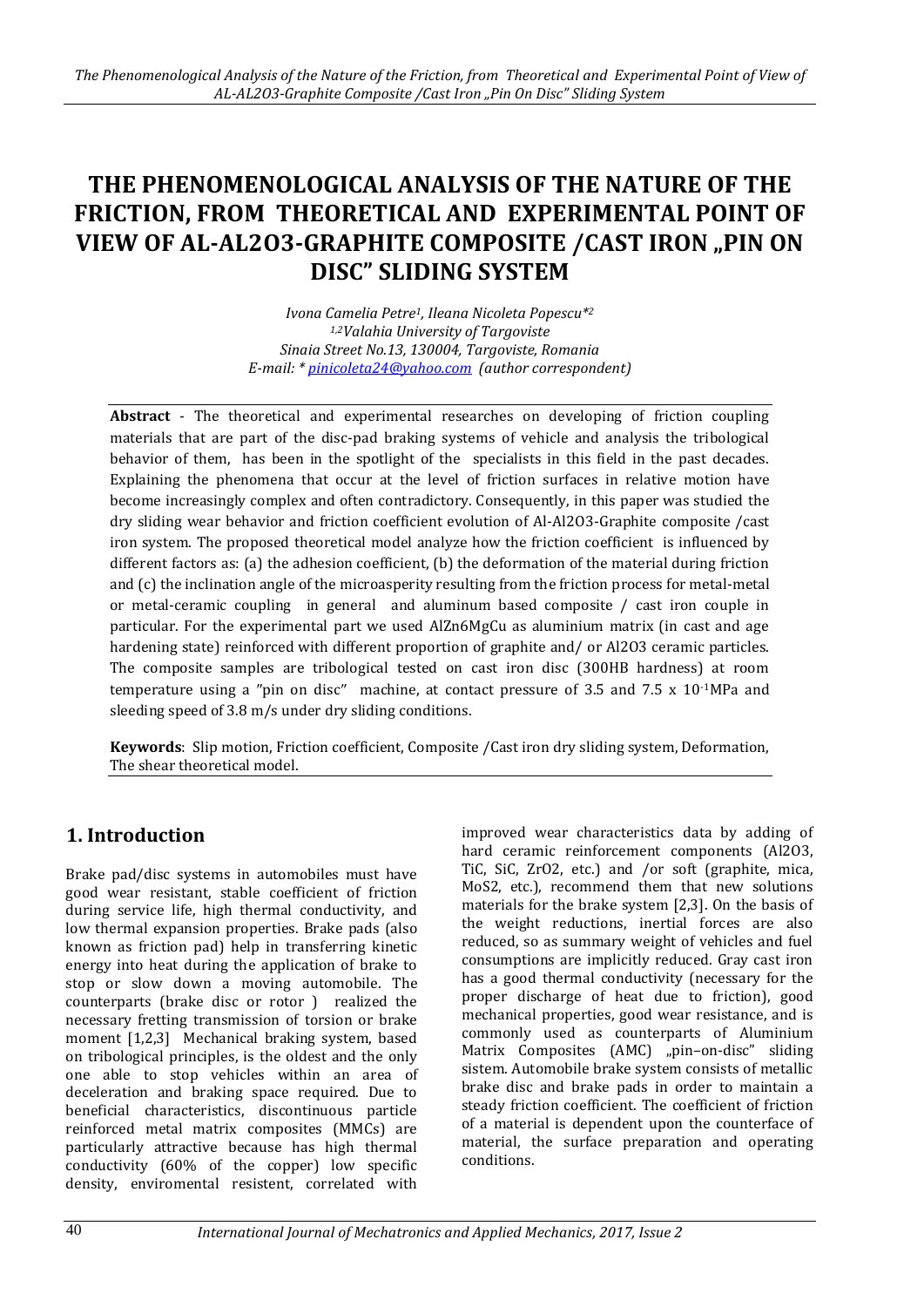# THE PHENOMENOLOGICAL ANALYSIS OF THE NATURE OF THE FRICTION, FROM THEORETICAL AND EXPERIMENTAL POINT OF VIEW OF AL-AL2O3-GRAPHITE COMPOSITE /CAST IRON „PIN ON DISC" SLIDING SYSTEM

*Ivona Camelia Petre[1], Ileana Nicoleta Popescu*[2]*
*[1,2]Valahia University of Targoviste*
*Sinaia Street No.13, 130004, Targoviste, Romania*
*E-mail: * pinicoleta24@yahoo.com (author correspondent)*

**Abstract** - The theoretical and experimental researches on developing of friction coupling materials that are part of the disc-pad braking systems of vehicle and analysis the tribological behavior of them, has been in the spotlight of the specialists in this field in the past decades. Explaining the phenomena that occur at the level of friction surfaces in relative motion have become increasingly complex and often contradictory. Consequently, in this paper was studied the dry sliding wear behavior and friction coefficient evolution of Al-$Al_2O_3$-Graphite composite /cast iron system. The proposed theoretical model analyze how the friction coefficient is influenced by different factors as: (a) the adhesion coefficient, (b) the deformation of the material during friction and (c) the inclination angle of the microasperity resulting from the friction process for metal-metal or metal-ceramic coupling in general and aluminum based composite / cast iron couple in particular. For the experimental part we used AlZn6MgCu as aluminium matrix (in cast and age hardening state) reinforced with different proportion of graphite and/ or $Al_2O_3$ ceramic particles. The composite samples are tribological tested on cast iron disc (300HB hardness) at room temperature using a "pin on disc" machine, at contact pressure of 3.5 and 7.5 x $10^{-1}$MPa and sleeding speed of 3.8 m/s under dry sliding conditions.

**Keywords**: Slip motion, Friction coefficient, Composite /Cast iron dry sliding system, Deformation, The shear theoretical model.

## 1. Introduction

Brake pad/disc systems in automobiles must have good wear resistant, stable coefficient of friction during service life, high thermal conductivity, and low thermal expansion properties. Brake pads (also known as friction pad) help in transferring kinetic energy into heat during the application of brake to stop or slow down a moving automobile. The counterparts (brake disc or rotor ) realized the necessary fretting transmission of torsion or brake moment [1,2,3] Mechanical braking system, based on tribological principles, is the oldest and the only one able to stop vehicles within an area of deceleration and braking space required. Due to beneficial characteristics, discontinuous particle reinforced metal matrix composites (MMCs) are particularly attractive because has high thermal conductivity (60% of the copper) low specific density, enviromental resistent, correlated with improved wear characteristics data by adding of hard ceramic reinforcement components ($Al_2O_3$, TiC, SiC, $ZrO_2$, etc.) and /or soft (graphite, mica, $MoS_2$, etc.), recommend them that new solutions materials for the brake system [2,3]. On the basis of the weight reductions, inertial forces are also reduced, so as summary weight of vehicles and fuel consumptions are implicitly reduced. Gray cast iron has a good thermal conductivity (necessary for the proper discharge of heat due to friction), good mechanical properties, good wear resistance, and is commonly used as counterparts of Aluminium Matrix Composites (AMC) „pin–on-disc" sliding sistem. Automobile brake system consists of metallic brake disc and brake pads in order to maintain a steady friction coefficient. The coefficient of friction of a material is dependent upon the counterface of material, the surface preparation and operating conditions.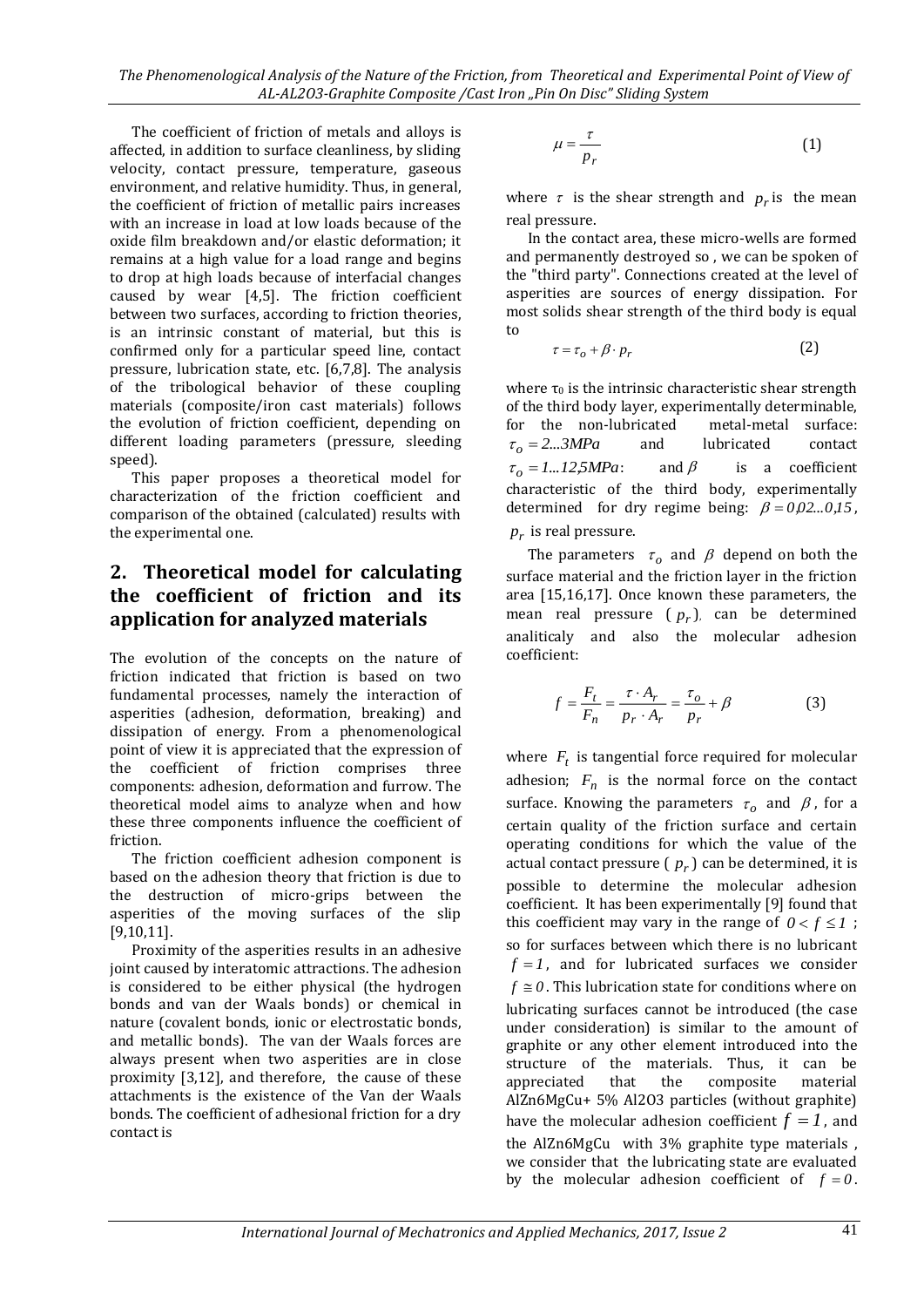The coefficient of friction of metals and alloys is affected, in addition to surface cleanliness, by sliding velocity, contact pressure, temperature, gaseous environment, and relative humidity. Thus, in general, the coefficient of friction of metallic pairs increases with an increase in load at low loads because of the oxide film breakdown and/or elastic deformation; it remains at a high value for a load range and begins to drop at high loads because of interfacial changes caused by wear [4,5]. The friction coefficient between two surfaces, according to friction theories, is an intrinsic constant of material, but this is confirmed only for a particular speed line, contact pressure, lubrication state, etc. [6,7,8]. The analysis of the tribological behavior of these coupling materials (composite/iron cast materials) follows the evolution of friction coefficient, depending on different loading parameters (pressure, sleeding speed).

This paper proposes a theoretical model for characterization of the friction coefficient and comparison of the obtained (calculated) results with the experimental one.

## 2. Theoretical model for calculating the coefficient of friction and its application for analyzed materials

The evolution of the concepts on the nature of friction indicated that friction is based on two fundamental processes, namely the interaction of asperities (adhesion, deformation, breaking) and dissipation of energy. From a phenomenological point of view it is appreciated that the expression of the coefficient of friction comprises three components: adhesion, deformation and furrow. The theoretical model aims to analyze when and how these three components influence the coefficient of friction.

The friction coefficient adhesion component is based on the adhesion theory that friction is due to the destruction of micro-grips between the asperities of the moving surfaces of the slip [9,10,11].

Proximity of the asperities results in an adhesive joint caused by interatomic attractions. The adhesion is considered to be either physical (the hydrogen bonds and van der Waals bonds) or chemical in nature (covalent bonds, ionic or electrostatic bonds, and metallic bonds). The van der Waals forces are always present when two asperities are in close proximity [3,12], and therefore, the cause of these attachments is the existence of the Van der Waals bonds. The coefficient of adhesional friction for a dry contact is

$$\mu = \frac{\tau}{p_r} \tag{1}$$

where $\tau$ is the shear strength and $p_r$ is the mean real pressure.

In the contact area, these micro-wells are formed and permanently destroyed so , we can be spoken of the "third party". Connections created at the level of asperities are sources of energy dissipation. For most solids shear strength of the third body is equal to

$$\tau = \tau_o + \beta \cdot p_r \tag{2}$$

where $\tau_0$ is the intrinsic characteristic shear strength of the third body layer, experimentally determinable, for the non-lubricated metal-metal surface: $\tau_o = 2...3MPa$ and lubricated contact $\tau_o = 1...12{,}5MPa$: and $\beta$ is a coefficient characteristic of the third body, experimentally determined for dry regime being: $\beta = 0{,}02...0{,}15$, $p_r$ is real pressure.

The parameters $\tau_o$ and $\beta$ depend on both the surface material and the friction layer in the friction area [15,16,17]. Once known these parameters, the mean real pressure ( $p_r$ ), can be determined analiticaly and also the molecular adhesion coefficient:

$$f = \frac{F_t}{F_n} = \frac{\tau \cdot A_r}{p_r \cdot A_r} = \frac{\tau_o}{p_r} + \beta \tag{3}$$

where $F_t$ is tangential force required for molecular adhesion; $F_n$ is the normal force on the contact surface. Knowing the parameters $\tau_o$ and $\beta$, for a certain quality of the friction surface and certain operating conditions for which the value of the actual contact pressure ( $p_r$ ) can be determined, it is possible to determine the molecular adhesion coefficient. It has been experimentally [9] found that this coefficient may vary in the range of $0 < f \leq 1$ ; so for surfaces between which there is no lubricant $f = 1$, and for lubricated surfaces we consider $f \cong 0$. This lubrication state for conditions where on lubricating surfaces cannot be introduced (the case under consideration) is similar to the amount of graphite or any other element introduced into the structure of the materials. Thus, it can be appreciated that the composite material AlZn6MgCu+ 5% Al2O3 particles (without graphite) have the molecular adhesion coefficient $f = 1$, and the AlZn6MgCu with 3% graphite type materials , we consider that the lubricating state are evaluated by the molecular adhesion coefficient of $f = 0$.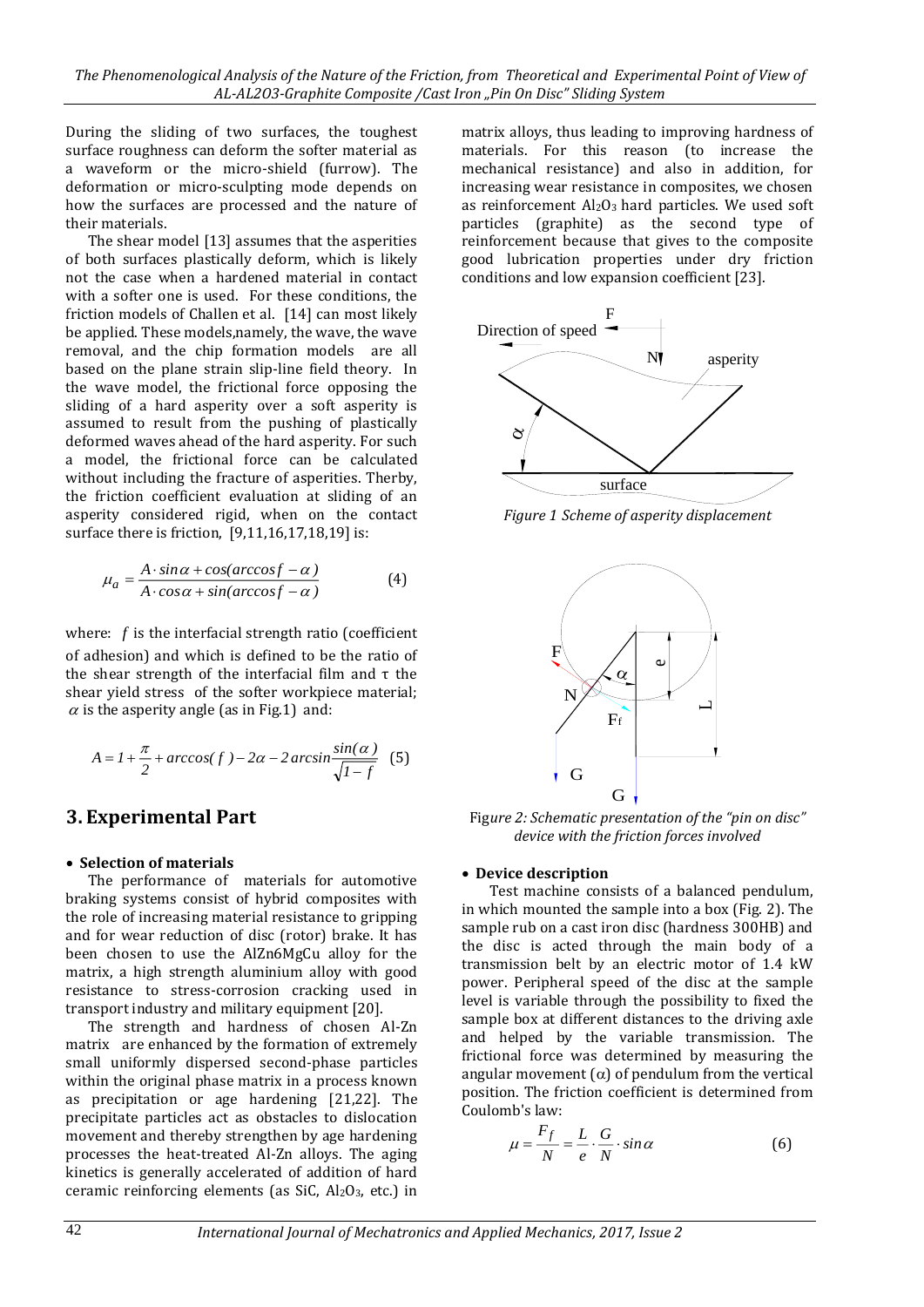During the sliding of two surfaces, the toughest surface roughness can deform the softer material as a waveform or the micro-shield (furrow). The deformation or micro-sculpting mode depends on how the surfaces are processed and the nature of their materials.

The shear model [13] assumes that the asperities of both surfaces plastically deform, which is likely not the case when a hardened material in contact with a softer one is used. For these conditions, the friction models of Challen et al. [14] can most likely be applied. These models,namely, the wave, the wave removal, and the chip formation models are all based on the plane strain slip-line field theory. In the wave model, the frictional force opposing the sliding of a hard asperity over a soft asperity is assumed to result from the pushing of plastically deformed waves ahead of the hard asperity. For such a model, the frictional force can be calculated without including the fracture of asperities. Therby, the friction coefficient evaluation at sliding of an asperity considered rigid, when on the contact surface there is friction, [9,11,16,17,18,19] is:

$$\mu_a = \frac{A \cdot \sin\alpha + \cos(\arccos f - \alpha)}{A \cdot \cos\alpha + \sin(\arccos f - \alpha)} \qquad (4)$$

where: $f$ is the interfacial strength ratio (coefficient of adhesion) and which is defined to be the ratio of the shear strength of the interfacial film and $\tau$ the shear yield stress of the softer workpiece material; $\alpha$ is the asperity angle (as in Fig.1) and:

$$A = 1 + \frac{\pi}{2} + \arccos(f) - 2\alpha - 2\arcsin\frac{\sin(\alpha)}{\sqrt{1-f}} \qquad (5)$$

# 3. Experimental Part

- **Selection of materials**

The performance of materials for automotive braking systems consist of hybrid composites with the role of increasing material resistance to gripping and for wear reduction of disc (rotor) brake. It has been chosen to use the AlZn6MgCu alloy for the matrix, a high strength aluminium alloy with good resistance to stress-corrosion cracking used in transport industry and military equipment [20].

The strength and hardness of chosen Al-Zn matrix are enhanced by the formation of extremely small uniformly dispersed second-phase particles within the original phase matrix in a process known as precipitation or age hardening [21,22]. The precipitate particles act as obstacles to dislocation movement and thereby strengthen by age hardening processes the heat-treated Al-Zn alloys. The aging kinetics is generally accelerated of addition of hard ceramic reinforcing elements (as SiC, $Al_2O_3$, etc.) in matrix alloys, thus leading to improving hardness of materials. For this reason (to increase the mechanical resistance) and also in addition, for increasing wear resistance in composites, we chosen as reinforcement $Al_2O_3$ hard particles. We used soft particles (graphite) as the second type of reinforcement because that gives to the composite good lubrication properties under dry friction conditions and low expansion coefficient [23].

*Figure 1 Scheme of asperity displacement*

Fig*ure 2: Schematic presentation of the "pin on disc" device with the friction forces involved*

- **Device description**

Test machine consists of a balanced pendulum, in which mounted the sample into a box (Fig. 2). The sample rub on a cast iron disc (hardness 300HB) and the disc is acted through the main body of a transmission belt by an electric motor of 1.4 kW power. Peripheral speed of the disc at the sample level is variable through the possibility to fixed the sample box at different distances to the driving axle and helped by the variable transmission. The frictional force was determined by measuring the angular movement ($\alpha$) of pendulum from the vertical position. The friction coefficient is determined from Coulomb's law:

$$\mu = \frac{F_f}{N} = \frac{L}{e} \cdot \frac{G}{N} \cdot \sin\alpha \qquad (6)$$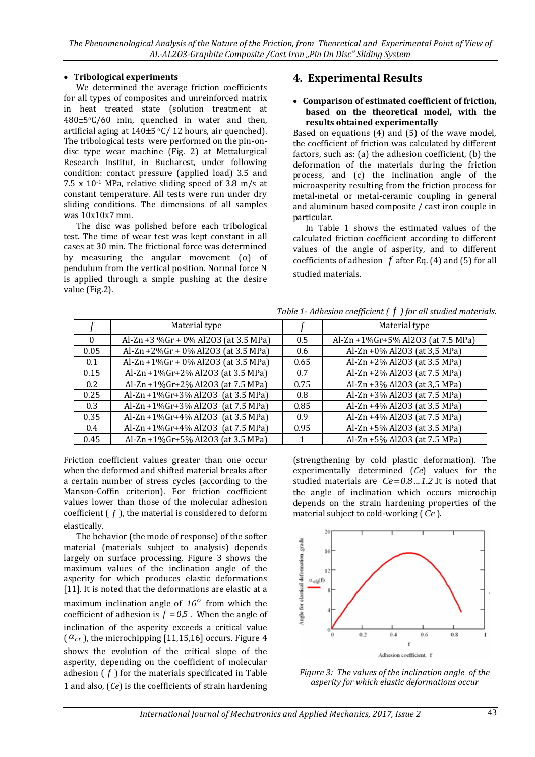- **Tribological experiments**

We determined the average friction coefficients for all types of composites and unreinforced matrix in heat treated state (solution treatment at 480±5°C/60 min, quenched in water and then, artificial aging at 140±5 °C/ 12 hours, air quenched). The tribological tests were performed on the pin-on-disc type wear machine (Fig. 2) at Mettalurgical Research Institut, in Bucharest, under following condition: contact pressure (applied load) 3.5 and 7.5 x $10^{-1}$ MPa, relative sliding speed of 3.8 m/s at constant temperature. All tests were run under dry sliding conditions. The dimensions of all samples was 10x10x7 mm.

The disc was polished before each tribological test. The time of wear test was kept constant in all cases at 30 min. The frictional force was determined by measuring the angular movement (α) of pendulum from the vertical position. Normal force N is applied through a smple pushing at the desire value (Fig.2).

## 4. Experimental Results

- **Comparison of estimated coefficient of friction, based on the theoretical model, with the results obtained experimentally**

Based on equations (4) and (5) of the wave model, the coefficient of friction was calculated by different factors, such as: (a) the adhesion coefficient, (b) the deformation of the materials during the friction process, and (c) the inclination angle of the microasperity resulting from the friction process for metal-metal or metal-ceramic coupling in general and aluminum based composite / cast iron couple in particular.

In Table 1 shows the estimated values of the calculated friction coefficient according to different values of the angle of asperity, and to different coefficients of adhesion $f$ after Eq. (4) and (5) for all studied materials.

*Table 1- Adhesion coefficient ( $f$ ) for all studied materials.*

| $f$ | Material type | $f$ | Material type |
|---|---|---|---|
| 0 | Al-Zn +3 %Gr + 0% Al2O3 (at 3.5 MPa) | 0.5 | Al-Zn +1%Gr+5% Al2O3 (at 7.5 MPa) |
| 0.05 | Al-Zn +2%Gr + 0% Al2O3 (at 3.5 MPa) | 0.6 | Al-Zn +0% Al2O3 (at 3,5 MPa) |
| 0.1 | Al-Zn +1%Gr + 0% Al2O3 (at 3.5 MPa) | 0.65 | Al-Zn +2% Al2O3 (at 3.5 MPa) |
| 0.15 | Al-Zn +1%Gr+2% Al2O3 (at 3.5 MPa) | 0.7 | Al-Zn +2% Al2O3 (at 7.5 MPa) |
| 0.2 | Al-Zn +1%Gr+2% Al2O3 (at 7.5 MPa) | 0.75 | Al-Zn +3% Al2O3 (at 3,5 MPa) |
| 0.25 | Al-Zn +1%Gr+3% Al2O3 (at 3.5 MPa) | 0.8 | Al-Zn +3% Al2O3 (at 7.5 MPa) |
| 0.3 | Al-Zn +1%Gr+3% Al2O3 (at 7.5 MPa) | 0.85 | Al-Zn +4% Al2O3 (at 3.5 MPa) |
| 0.35 | Al-Zn +1%Gr+4% Al2O3 (at 3.5 MPa) | 0.9 | Al-Zn +4% Al2O3 (at 7.5 MPa) |
| 0.4 | Al-Zn +1%Gr+4% Al2O3 (at 7.5 MPa) | 0.95 | Al-Zn +5% Al2O3 (at 3.5 MPa) |
| 0.45 | Al-Zn +1%Gr+5% Al2O3 (at 3.5 MPa) | 1 | Al-Zn +5% Al2O3 (at 7.5 MPa) |

Friction coefficient values greater than one occur when the deformed and shifted material breaks after a certain number of stress cycles (according to the Manson-Coffin criterion). For friction coefficient values lower than those of the molecular adhesion coefficient ( $f$ ), the material is considered to deform elastically.

The behavior (the mode of response) of the softer material (materials subject to analysis) depends largely on surface processing. Figure 3 shows the maximum values of the inclination angle of the asperity for which produces elastic deformations [11]. It is noted that the deformations are elastic at a maximum inclination angle of $16^o$ from which the coefficient of adhesion is $f = 0,5$ . When the angle of inclination of the asperity exceeds a critical value ( $\alpha_{cr}$ ), the microchipping [11,15,16] occurs. Figure 4 shows the evolution of the critical slope of the asperity, depending on the coefficient of molecular adhesion ( $f$ ) for the materials specificated in Table 1 and also, ($Ce$) is the coefficients of strain hardening (strengthening by cold plastic deformation). The experimentally determined ($Ce$) values for the studied materials are $Ce = 0.8 ... 1.2$ .It is noted that the angle of inclination which occurs microchip depends on the strain hardening properties of the material subject to cold-working ( $Ce$ ).

*Figure 3: The values of the inclination angle of the asperity for which elastic deformations occur*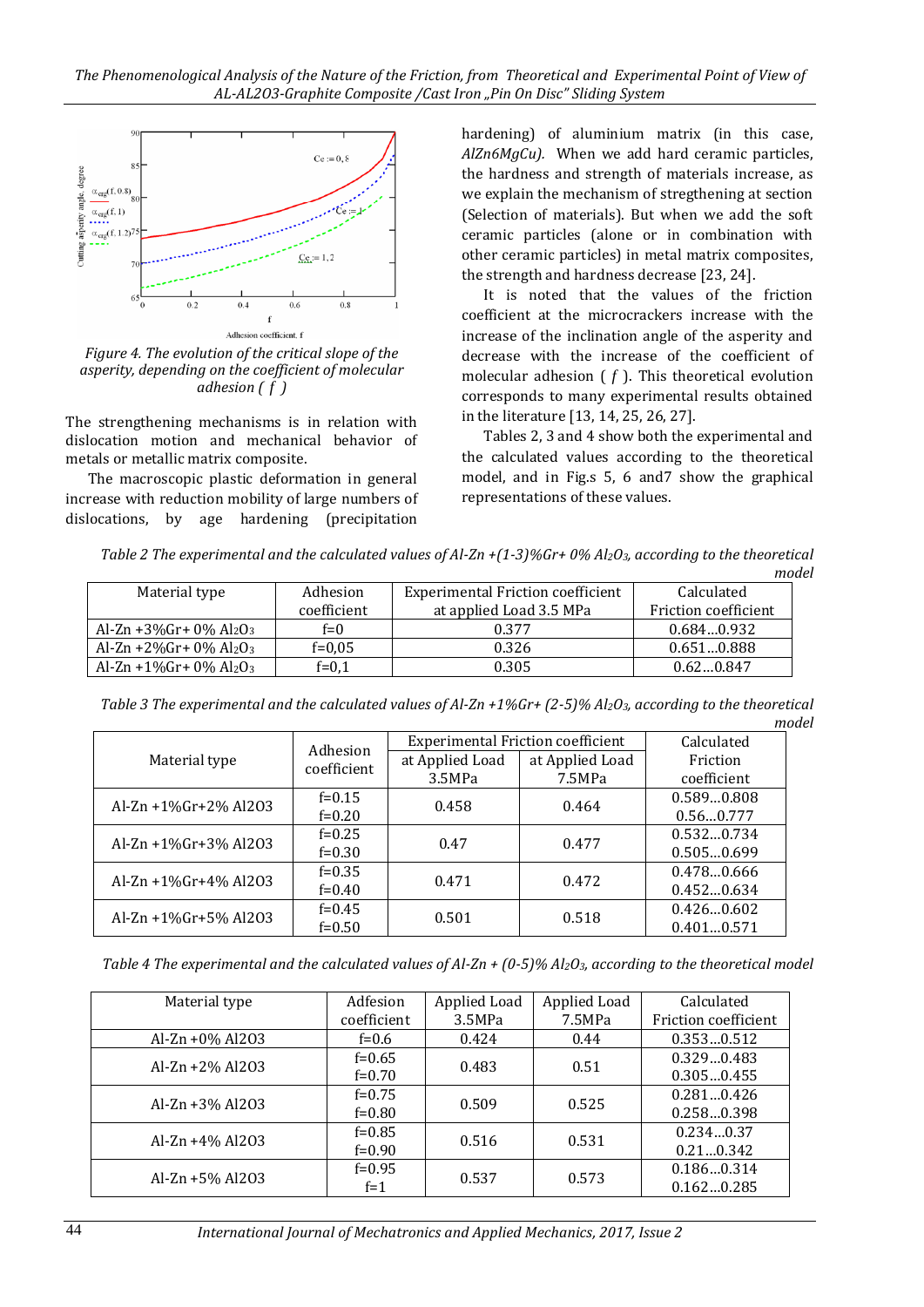Figure 4. The evolution of the critical slope of the asperity, depending on the coefficient of molecular adhesion ( $f$ )

The strengthening mechanisms is in relation with dislocation motion and mechanical behavior of metals or metallic matrix composite.

The macroscopic plastic deformation in general increase with reduction mobility of large numbers of dislocations, by age hardening (precipitation hardening) of aluminium matrix (in this case, *AlZn6MgCu).* When we add hard ceramic particles, the hardness and strength of materials increase, as we explain the mechanism of streghtening at section (Selection of materials). But when we add the soft ceramic particles (alone or in combination with other ceramic particles) in metal matrix composites, the strength and hardness decrease [23, 24].

It is noted that the values of the friction coefficient at the microcrackers increase with the increase of the inclination angle of the asperity and decrease with the increase of the coefficient of molecular adhesion ( $f$ ). This theoretical evolution corresponds to many experimental results obtained in the literature [13, 14, 25, 26, 27].

Tables 2, 3 and 4 show both the experimental and the calculated values according to the theoretical model, and in Fig.s 5, 6 and7 show the graphical representations of these values.

*Table 2 The experimental and the calculated values of Al-Zn +(1-3)%Gr+ 0% $Al_2O_3$, according to the theoretical model*

| Material type | Adhesion coefficient | Experimental Friction coefficient at applied Load 3.5 MPa | Calculated Friction coefficient |
|---|---|---|---|
| Al-Zn +3%Gr+ 0% $Al_2O_3$ | f=0 | 0.377 | 0.684...0.932 |
| Al-Zn +2%Gr+ 0% $Al_2O_3$ | f=0,05 | 0.326 | 0.651...0.888 |
| Al-Zn +1%Gr+ 0% $Al_2O_3$ | f=0,1 | 0.305 | 0.62...0.847 |

*Table 3 The experimental and the calculated values of Al-Zn +1%Gr+ (2-5)% $Al_2O_3$, according to the theoretical model*

| Material type | Adhesion coefficient | Experimental Friction coefficient | | Calculated Friction coefficient |
|---|---|---|---|---|
| | | at Applied Load 3.5MPa | at Applied Load 7.5MPa | |
| Al-Zn +1%Gr+2% Al2O3 | f=0.15<br>f=0.20 | 0.458 | 0.464 | 0.589...0.808<br>0.56...0.777 |
| Al-Zn +1%Gr+3% Al2O3 | f=0.25<br>f=0.30 | 0.47 | 0.477 | 0.532...0.734<br>0.505...0.699 |
| Al-Zn +1%Gr+4% Al2O3 | f=0.35<br>f=0.40 | 0.471 | 0.472 | 0.478...0.666<br>0.452...0.634 |
| Al-Zn +1%Gr+5% Al2O3 | f=0.45<br>f=0.50 | 0.501 | 0.518 | 0.426...0.602<br>0.401...0.571 |

*Table 4 The experimental and the calculated values of Al-Zn + (0-5)% $Al_2O_3$, according to the theoretical model*

| Material type | Adfesion coefficient | Applied Load 3.5MPa | Applied Load 7.5MPa | Calculated Friction coefficient |
|---|---|---|---|---|
| Al-Zn +0% Al2O3 | f=0.6 | 0.424 | 0.44 | 0.353...0.512 |
| Al-Zn +2% Al2O3 | f=0.65<br>f=0.70 | 0.483 | 0.51 | 0.329...0.483<br>0.305...0.455 |
| Al-Zn +3% Al2O3 | f=0.75<br>f=0.80 | 0.509 | 0.525 | 0.281...0.426<br>0.258...0.398 |
| Al-Zn +4% Al2O3 | f=0.85<br>f=0.90 | 0.516 | 0.531 | 0.234...0.37<br>0.21...0.342 |
| Al-Zn +5% Al2O3 | f=0.95<br>f=1 | 0.537 | 0.573 | 0.186...0.314<br>0.162...0.285 |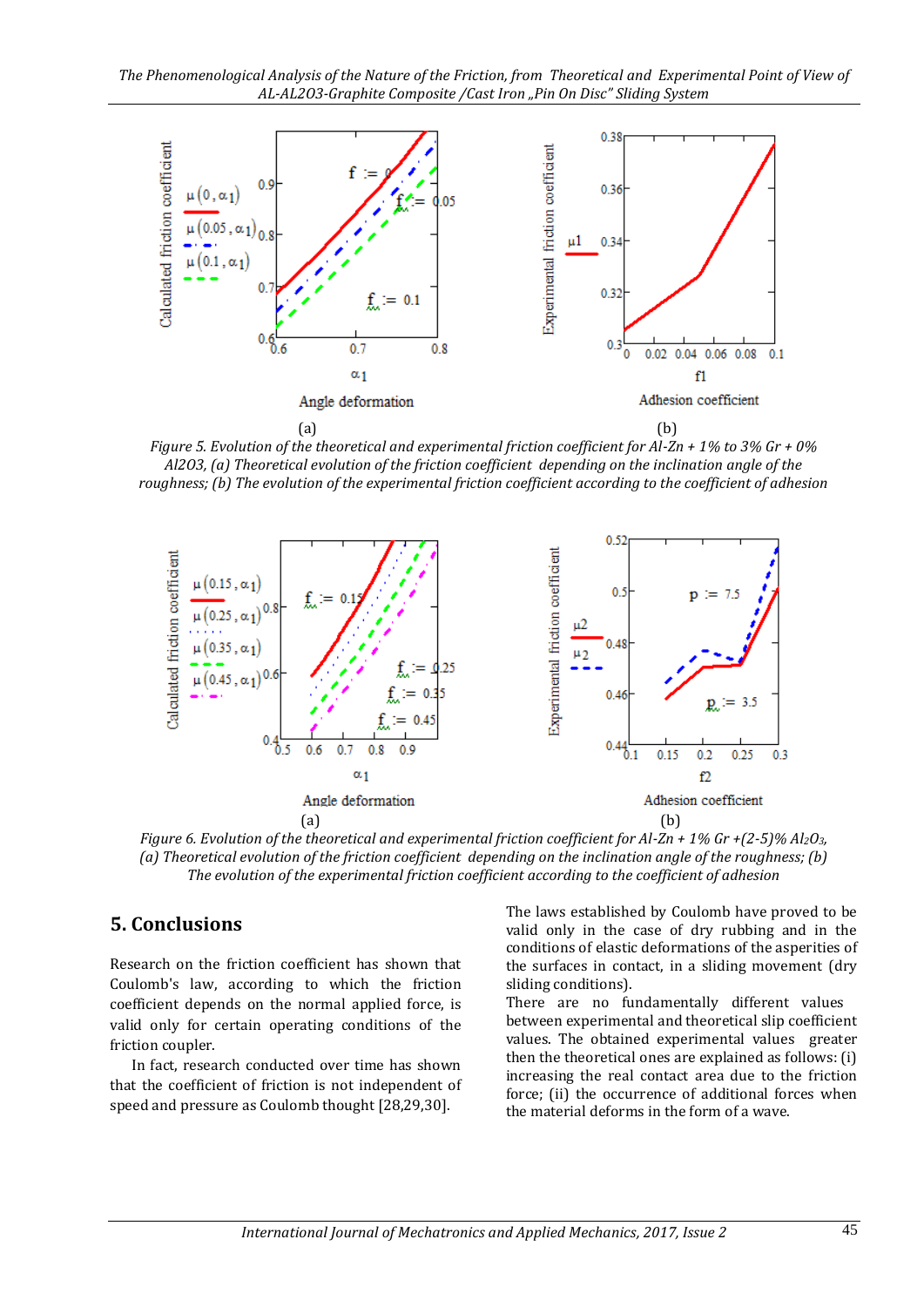(a) (b)

*Figure 5. Evolution of the theoretical and experimental friction coefficient for Al-Zn + 1% to 3% Gr + 0% Al2O3, (a) Theoretical evolution of the friction coefficient depending on the inclination angle of the roughness; (b) The evolution of the experimental friction coefficient according to the coefficient of adhesion*

(a) (b)

*Figure 6. Evolution of the theoretical and experimental friction coefficient for Al-Zn + 1% Gr +(2-5)% $Al_2O_3$, (a) Theoretical evolution of the friction coefficient depending on the inclination angle of the roughness; (b) The evolution of the experimental friction coefficient according to the coefficient of adhesion*

## 5. Conclusions

Research on the friction coefficient has shown that Coulomb's law, according to which the friction coefficient depends on the normal applied force, is valid only for certain operating conditions of the friction coupler.

In fact, research conducted over time has shown that the coefficient of friction is not independent of speed and pressure as Coulomb thought [28,29,30].

The laws established by Coulomb have proved to be valid only in the case of dry rubbing and in the conditions of elastic deformations of the asperities of the surfaces in contact, in a sliding movement (dry sliding conditions).

There are no fundamentally different values between experimental and theoretical slip coefficient values. The obtained experimental values greater then the theoretical ones are explained as follows: (i) increasing the real contact area due to the friction force; (ii) the occurrence of additional forces when the material deforms in the form of a wave.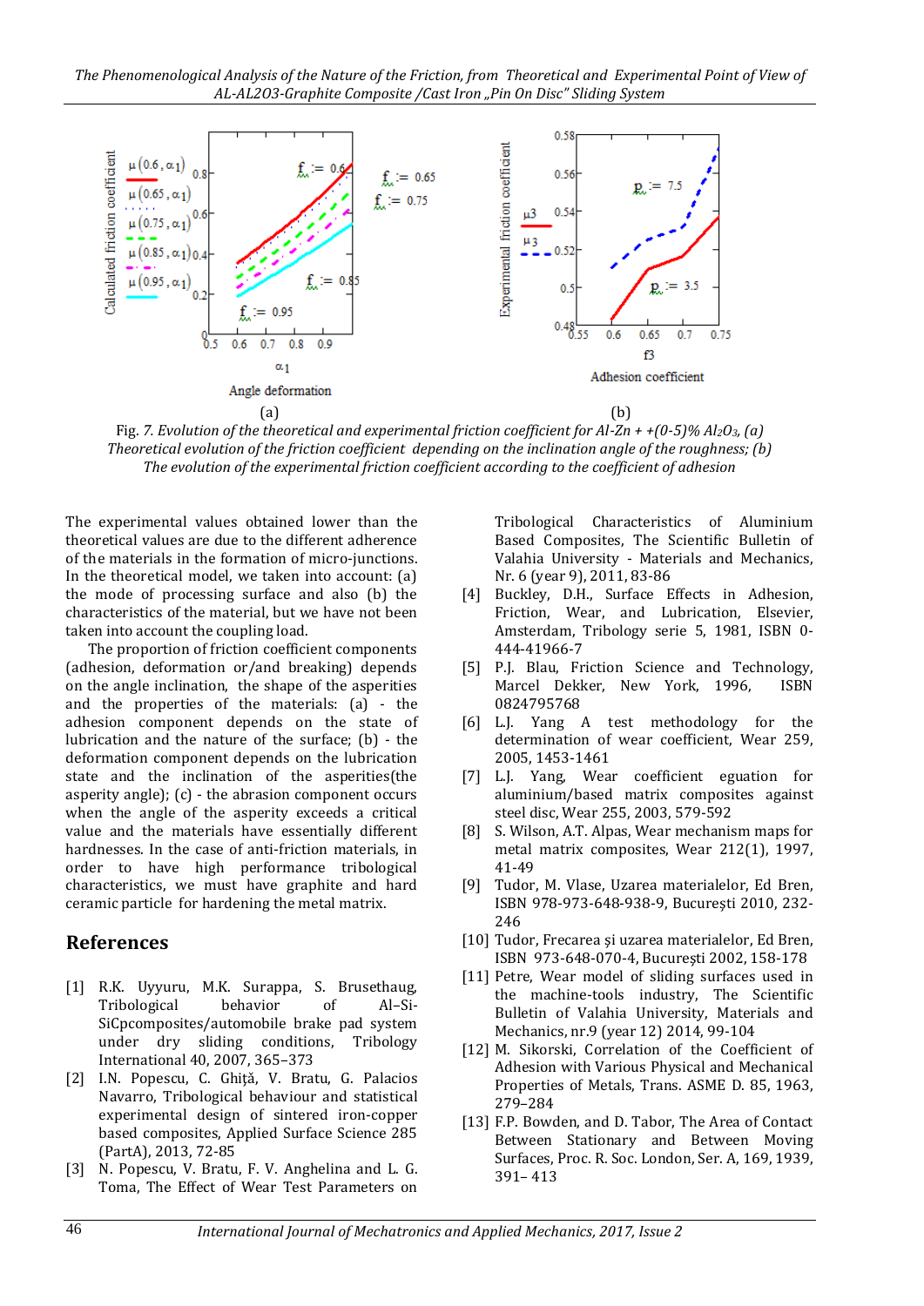Fig. 7. *Evolution of the theoretical and experimental friction coefficient for Al-Zn + +(0-5)% $Al_2O_3$, (a) Theoretical evolution of the friction coefficient depending on the inclination angle of the roughness; (b) The evolution of the experimental friction coefficient according to the coefficient of adhesion*

The experimental values obtained lower than the theoretical values are due to the different adherence of the materials in the formation of micro-junctions. In the theoretical model, we taken into account: (a) the mode of processing surface and also (b) the characteristics of the material, but we have not been taken into account the coupling load.

The proportion of friction coefficient components (adhesion, deformation or/and breaking) depends on the angle inclination, the shape of the asperities and the properties of the materials: (a) - the adhesion component depends on the state of lubrication and the nature of the surface; (b) - the deformation component depends on the lubrication state and the inclination of the asperities(the asperity angle); (c) - the abrasion component occurs when the angle of the asperity exceeds a critical value and the materials have essentially different hardnesses. In the case of anti-friction materials, in order to have high performance tribological characteristics, we must have graphite and hard ceramic particle for hardening the metal matrix.

## References

[1] R.K. Uyyuru, M.K. Surappa, S. Brusethaug, Tribological behavior of Al–Si-SiCpcomposites/automobile brake pad system under dry sliding conditions, Tribology International 40, 2007, 365–373

[2] I.N. Popescu, C. Ghiţă, V. Bratu, G. Palacios Navarro, Tribological behaviour and statistical experimental design of sintered iron-copper based composites, Applied Surface Science 285 (PartA), 2013, 72-85

[3] N. Popescu, V. Bratu, F. V. Anghelina and L. G. Toma, The Effect of Wear Test Parameters on Tribological Characteristics of Aluminium Based Composites, The Scientific Bulletin of Valahia University - Materials and Mechanics, Nr. 6 (year 9), 2011, 83-86

[4] Buckley, D.H., Surface Effects in Adhesion, Friction, Wear, and Lubrication, Elsevier, Amsterdam, Tribology serie 5, 1981, ISBN 0-444-41966-7

[5] P.J. Blau, Friction Science and Technology, Marcel Dekker, New York, 1996, ISBN 0824795768

[6] L.J. Yang A test methodology for the determination of wear coefficient, Wear 259, 2005, 1453-1461

[7] L.J. Yang, Wear coefficient eguation for aluminium/based matrix composites against steel disc, Wear 255, 2003, 579-592

[8] S. Wilson, A.T. Alpas, Wear mechanism maps for metal matrix composites, Wear 212(1), 1997, 41-49

[9] Tudor, M. Vlase, Uzarea materialelor, Ed Bren, ISBN 978-973-648-938-9, Bucureşti 2010, 232-246

[10] Tudor, Frecarea şi uzarea materialelor, Ed Bren, ISBN 973-648-070-4, Bucureşti 2002, 158-178

[11] Petre, Wear model of sliding surfaces used in the machine-tools industry, The Scientific Bulletin of Valahia University, Materials and Mechanics, nr.9 (year 12) 2014, 99-104

[12] M. Sikorski, Correlation of the Coefficient of Adhesion with Various Physical and Mechanical Properties of Metals, Trans. ASME D. 85, 1963, 279–284

[13] F.P. Bowden, and D. Tabor, The Area of Contact Between Stationary and Between Moving Surfaces, Proc. R. Soc. London, Ser. A, 169, 1939, 391– 413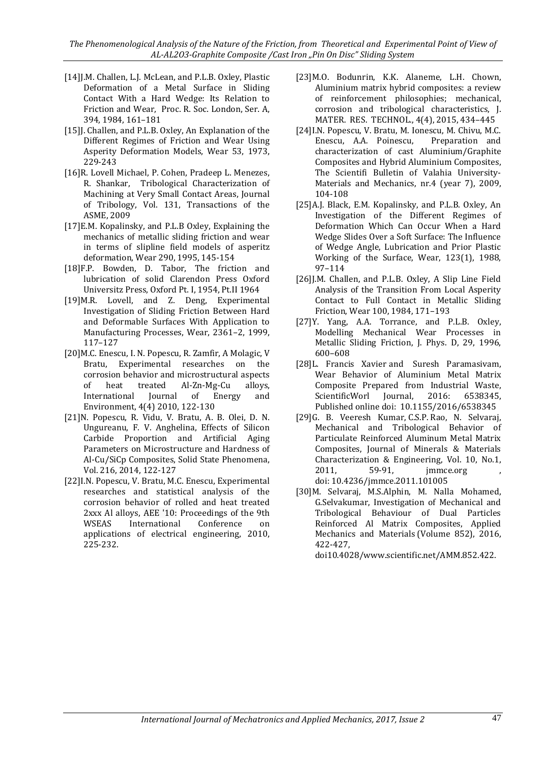[14]J.M. Challen, L.J. McLean, and P.L.B. Oxley, Plastic Deformation of a Metal Surface in Sliding Contact With a Hard Wedge: Its Relation to Friction and Wear, Proc. R. Soc. London, Ser. A, 394, 1984, 161–181

[15]J. Challen, and P.L.B. Oxley, An Explanation of the Different Regimes of Friction and Wear Using Asperity Deformation Models, Wear 53, 1973, 229-243

[16]R. Lovell Michael, P. Cohen, Pradeep L. Menezes, R. Shankar, Tribological Characterization of Machining at Very Small Contact Areas, Journal of Tribology, Vol. 131, Transactions of the ASME, 2009

[17]E.M. Kopalinsky, and P.L.B Oxley, Explaining the mechanics of metallic sliding friction and wear in terms of slipline field models of asperitz deformation, Wear 290, 1995, 145-154

[18]F.P. Bowden, D. Tabor, The friction and lubrication of solid Clarendon Press Oxford Universitz Press, Oxford Pt. I, 1954, Pt.II 1964

[19]M.R. Lovell, and Z. Deng, Experimental Investigation of Sliding Friction Between Hard and Deformable Surfaces With Application to Manufacturing Processes, Wear, 2361–2, 1999, 117–127

[20]M.C. Enescu, I. N. Popescu, R. Zamfir, A Molagic, V Bratu, Experimental researches on the corrosion behavior and microstructural aspects of heat treated Al-Zn-Mg-Cu alloys, International Journal of Energy and Environment, 4(4) 2010, 122-130

[21]N. Popescu, R. Vidu, V. Bratu, A. B. Olei, D. N. Ungureanu, F. V. Anghelina, Effects of Silicon Carbide Proportion and Artificial Aging Parameters on Microstructure and Hardness of Al-Cu/SiCp Composites, Solid State Phenomena, Vol. 216, 2014, 122-127

[22]I.N. Popescu, V. Bratu, M.C. Enescu, Experimental researches and statistical analysis of the corrosion behavior of rolled and heat treated 2xxx Al alloys, AEE '10: Proceedings of the 9th WSEAS International Conference on applications of electrical engineering, 2010, 225-232.

[23]M.O. Bodunrin, K.K. Alaneme, L.H. Chown, Aluminium matrix hybrid composites: a review of reinforcement philosophies; mechanical, corrosion and tribological characteristics, J. MATER. RES. TECHNOL., 4(4), 2015, 434–445

[24]I.N. Popescu, V. Bratu, M. Ionescu, M. Chivu, M.C. Enescu, A.A. Poinescu, Preparation and characterization of cast Aluminium/Graphite Composites and Hybrid Aluminium Composites, The Scientifi Bulletin of Valahia University-Materials and Mechanics, nr.4 (year 7), 2009, 104-108

[25]A.J. Black, E.M. Kopalinsky, and P.L.B. Oxley, An Investigation of the Different Regimes of Deformation Which Can Occur When a Hard Wedge Slides Over a Soft Surface: The Influence of Wedge Angle, Lubrication and Prior Plastic Working of the Surface, Wear, 123(1), 1988, 97–114

[26]J.M. Challen, and P.L.B. Oxley, A Slip Line Field Analysis of the Transition From Local Asperity Contact to Full Contact in Metallic Sliding Friction, Wear 100, 1984, 171–193

[27]Y. Yang, A.A. Torrance, and P.L.B. Oxley, Modelling Mechanical Wear Processes in Metallic Sliding Friction, J. Phys. D, 29, 1996, 600–608

[28]L. Francis Xavier and Suresh Paramasivam, Wear Behavior of Aluminium Metal Matrix Composite Prepared from Industrial Waste, ScientificWorl Journal, 2016: 6538345, Published online doi: 10.1155/2016/6538345

[29]G. B. Veeresh Kumar, C.S.P. Rao, N. Selvaraj, Mechanical and Tribological Behavior of Particulate Reinforced Aluminum Metal Matrix Composites, Journal of Minerals & Materials Characterization & Engineering, Vol. 10, No.1, 2011, 59-91, jmmce.org , doi: 10.4236/jmmce.2011.101005

[30]M. Selvaraj, M.S.Alphin, M. Nalla Mohamed, G.Selvakumar, Investigation of Mechanical and Tribological Behaviour of Dual Particles Reinforced Al Matrix Composites, Applied Mechanics and Materials (Volume 852), 2016, 422-427, doi10.4028/www.scientific.net/AMM.852.422.